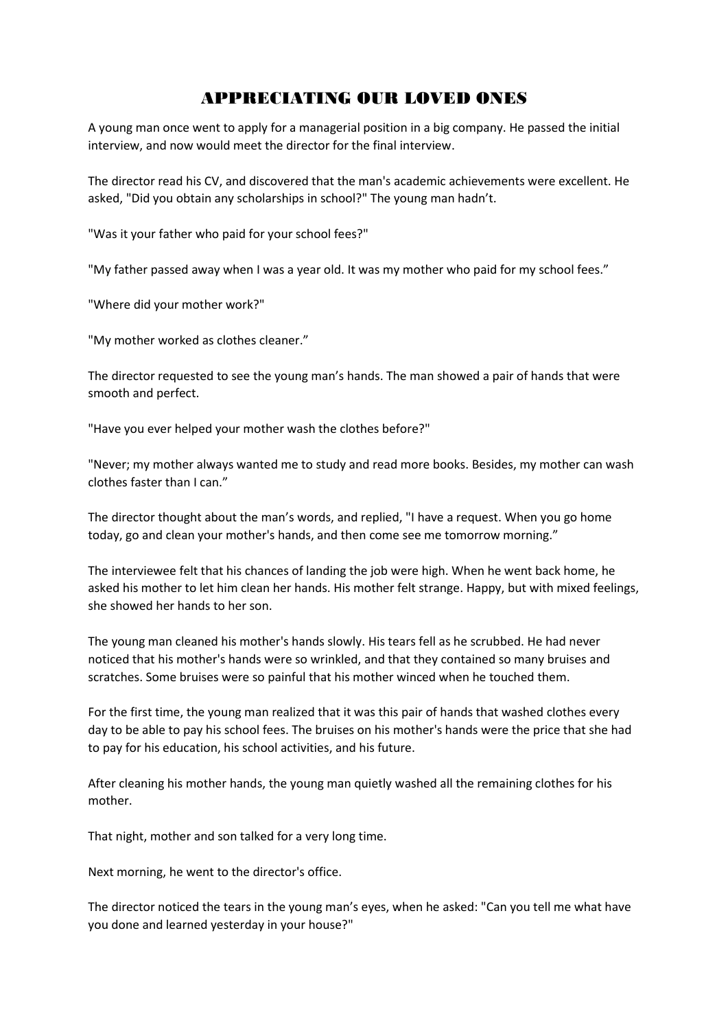# APPRECIATING OUR LOVED ONES

A young man once went to apply for a managerial position in a big company. He passed the initial interview, and now would meet the director for the final interview.

The director read his CV, and discovered that the man's academic achievements were excellent. He asked, "Did you obtain any scholarships in school?" The young man hadn't.

"Was it your father who paid for your school fees?"

"My father passed away when I was a year old. It was my mother who paid for my school fees."

"Where did your mother work?"

"My mother worked as clothes cleaner."

The director requested to see the young man's hands. The man showed a pair of hands that were smooth and perfect.

"Have you ever helped your mother wash the clothes before?"

"Never; my mother always wanted me to study and read more books. Besides, my mother can wash clothes faster than I can."

The director thought about the man's words, and replied, "I have a request. When you go home today, go and clean your mother's hands, and then come see me tomorrow morning."

The interviewee felt that his chances of landing the job were high. When he went back home, he asked his mother to let him clean her hands. His mother felt strange. Happy, but with mixed feelings, she showed her hands to her son.

The young man cleaned his mother's hands slowly. His tears fell as he scrubbed. He had never noticed that his mother's hands were so wrinkled, and that they contained so many bruises and scratches. Some bruises were so painful that his mother winced when he touched them.

For the first time, the young man realized that it was this pair of hands that washed clothes every day to be able to pay his school fees. The bruises on his mother's hands were the price that she had to pay for his education, his school activities, and his future.

After cleaning his mother hands, the young man quietly washed all the remaining clothes for his mother.

That night, mother and son talked for a very long time.

Next morning, he went to the director's office.

The director noticed the tears in the young man's eyes, when he asked: "Can you tell me what have you done and learned yesterday in your house?"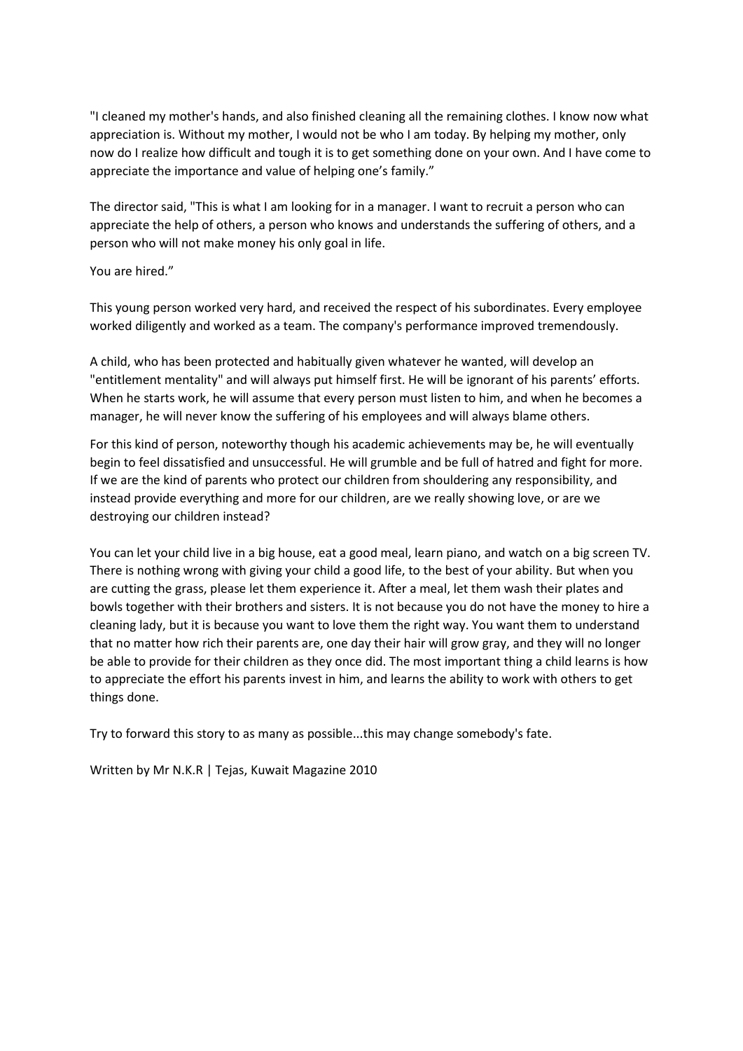"I cleaned my mother's hands, and also finished cleaning all the remaining clothes. I know now what appreciation is. Without my mother, I would not be who I am today. By helping my mother, only now do I realize how difficult and tough it is to get something done on your own. And I have come to appreciate the importance and value of helping one's family."

The director said, "This is what I am looking for in a manager. I want to recruit a person who can appreciate the help of others, a person who knows and understands the suffering of others, and a person who will not make money his only goal in life.

You are hired."

This young person worked very hard, and received the respect of his subordinates. Every employee worked diligently and worked as a team. The company's performance improved tremendously.

A child, who has been protected and habitually given whatever he wanted, will develop an "entitlement mentality" and will always put himself first. He will be ignorant of his parents' efforts. When he starts work, he will assume that every person must listen to him, and when he becomes a manager, he will never know the suffering of his employees and will always blame others.

For this kind of person, noteworthy though his academic achievements may be, he will eventually begin to feel dissatisfied and unsuccessful. He will grumble and be full of hatred and fight for more. If we are the kind of parents who protect our children from shouldering any responsibility, and instead provide everything and more for our children, are we really showing love, or are we destroying our children instead?

You can let your child live in a big house, eat a good meal, learn piano, and watch on a big screen TV. There is nothing wrong with giving your child a good life, to the best of your ability. But when you are cutting the grass, please let them experience it. After a meal, let them wash their plates and bowls together with their brothers and sisters. It is not because you do not have the money to hire a cleaning lady, but it is because you want to love them the right way. You want them to understand that no matter how rich their parents are, one day their hair will grow gray, and they will no longer be able to provide for their children as they once did. The most important thing a child learns is how to appreciate the effort his parents invest in him, and learns the ability to work with others to get things done.

Try to forward this story to as many as possible...this may change somebody's fate.

Written by Mr N.K.R | Tejas, Kuwait Magazine 2010